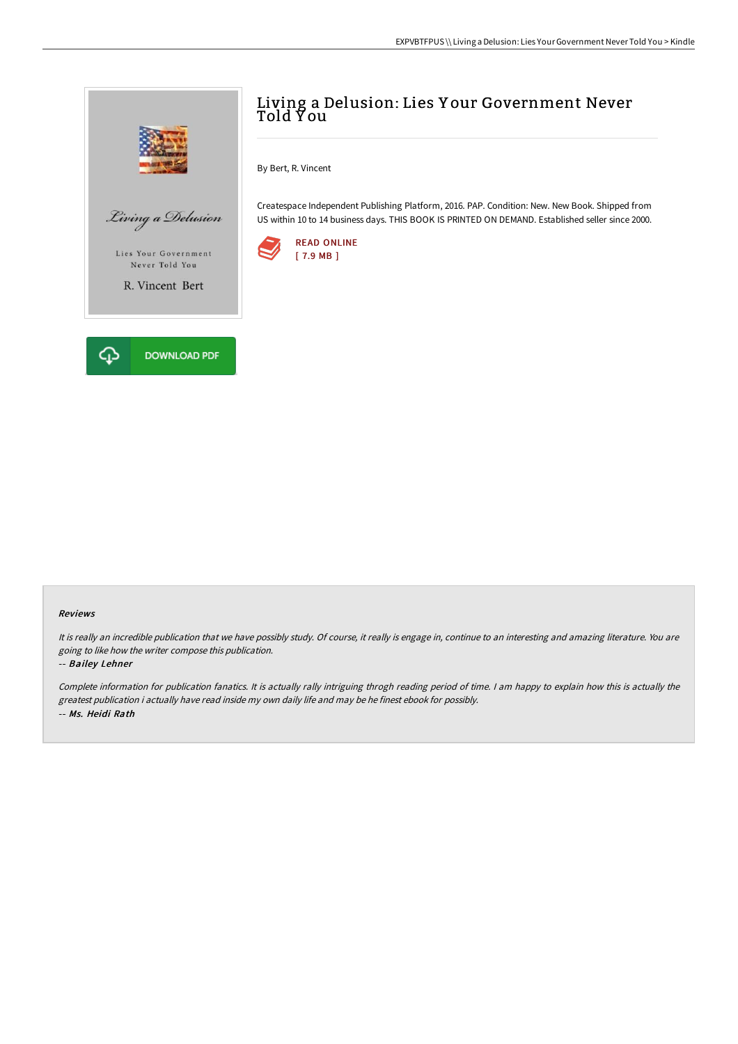# Living a Delusion: Lies Your Government Never Told You

By Bert, R. Vincent

Createspace Independent Publishing Platform, 2016. PAP. Condition: New. New Book. Shipped from US within 10 to 14 business days. THIS BOOK IS PRINTED ON DEMAND. Established seller since 2000.

READ ONLINE
[ 7.9 MB ]

DOWNLOAD PDF

### Reviews

*It is really an incredible publication that we have possibly study. Of course, it really is engage in, continue to an interesting and amazing literature. You are going to like how the writer compose this publication.*

*-- **Bailey Lehner***

*Complete information for publication fanatics. It is actually rally intriguing throgh reading period of time. I am happy to explain how this is actually the greatest publication i actually have read inside my own daily life and may be he finest ebook for possibly.*

*-- **Ms. Heidi Rath***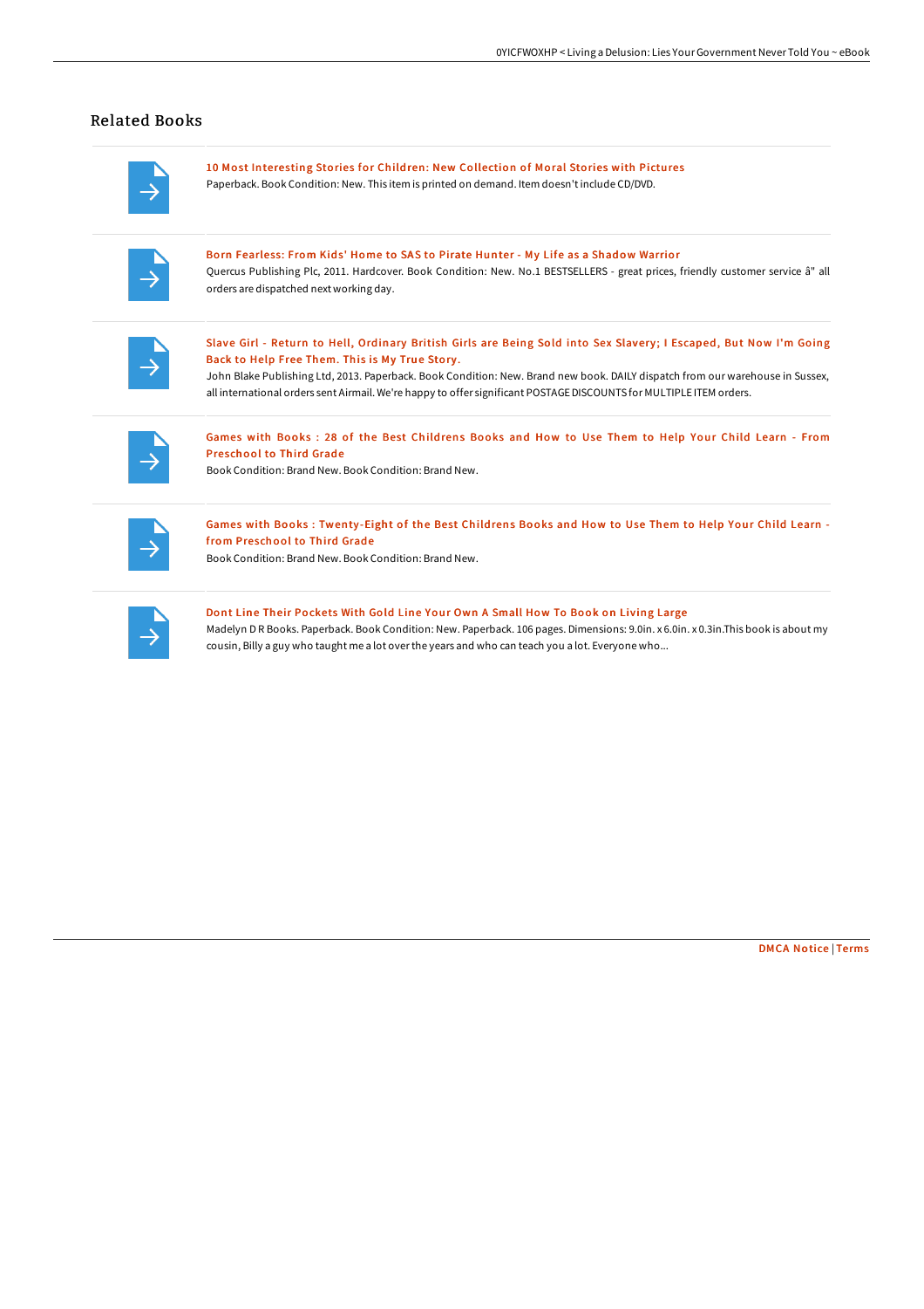## Related Books

**10 Most Interesting Stories for Children: New Collection of Moral Stories with Pictures**
Paperback. Book Condition: New. This item is printed on demand. Item doesn't include CD/DVD.

**Born Fearless: From Kids' Home to SAS to Pirate Hunter - My Life as a Shadow Warrior**
Quercus Publishing Plc, 2011. Hardcover. Book Condition: New. No.1 BESTSELLERS - great prices, friendly customer service â" all orders are dispatched next working day.

**Slave Girl - Return to Hell, Ordinary British Girls are Being Sold into Sex Slavery; I Escaped, But Now I'm Going Back to Help Free Them. This is My True Story.**
John Blake Publishing Ltd, 2013. Paperback. Book Condition: New. Brand new book. DAILY dispatch from our warehouse in Sussex, all international orders sent Airmail. We're happy to offer significant POSTAGE DISCOUNTS for MULTIPLE ITEM orders.

**Games with Books : 28 of the Best Childrens Books and How to Use Them to Help Your Child Learn - From Preschool to Third Grade**
Book Condition: Brand New. Book Condition: Brand New.

**Games with Books : Twenty-Eight of the Best Childrens Books and How to Use Them to Help Your Child Learn - from Preschool to Third Grade**
Book Condition: Brand New. Book Condition: Brand New.

**Dont Line Their Pockets With Gold Line Your Own A Small How To Book on Living Large**
Madelyn D R Books. Paperback. Book Condition: New. Paperback. 106 pages. Dimensions: 9.0in. x 6.0in. x 0.3in.This book is about my cousin, Billy a guy who taught me a lot over the years and who can teach you a lot. Everyone who...